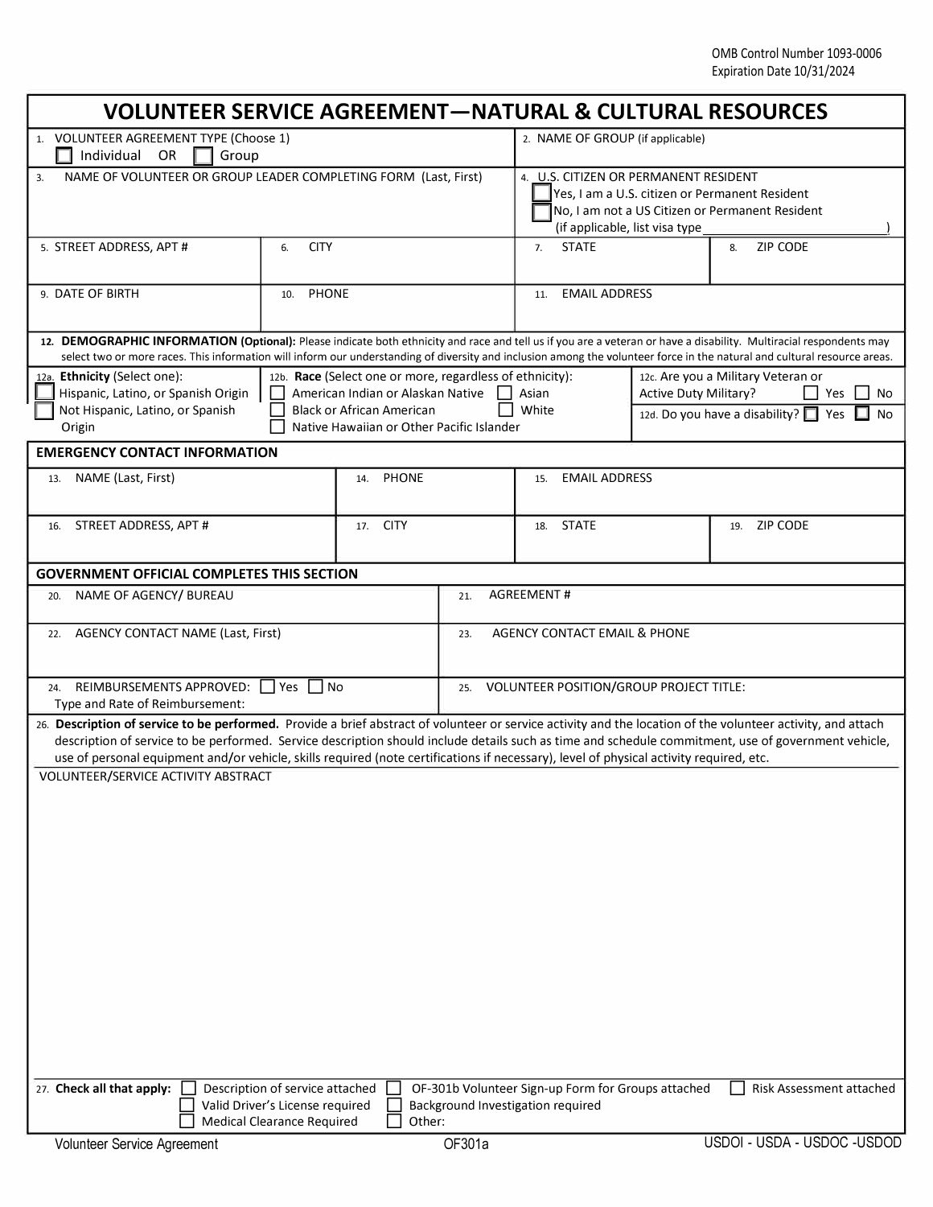OMB Control Number 1093-0006
Expiration Date 10/31/2024

# VOLUNTEER SERVICE AGREEMENT—NATURAL & CULTURAL RESOURCES

| | |
|---|---|
| 1. VOLUNTEER AGREEMENT TYPE (Choose 1) ☐ Individual OR ☐ Group | 2. NAME OF GROUP (if applicable) |
| 3. NAME OF VOLUNTEER OR GROUP LEADER COMPLETING FORM (Last, First) | 4. U.S. CITIZEN OR PERMANENT RESIDENT ☐ Yes, I am a U.S. citizen or Permanent Resident ☐ No, I am not a US Citizen or Permanent Resident (if applicable, list visa type \_\_\_\_\_\_\_\_\_\_) |

| | | | |
|---|---|---|---|
| 5. STREET ADDRESS, APT # | 6. CITY | 7. STATE | 8. ZIP CODE |
| 9. DATE OF BIRTH | 10. PHONE | 11. EMAIL ADDRESS | |

**12. DEMOGRAPHIC INFORMATION (Optional):** Please indicate both ethnicity and race and tell us if you are a veteran or have a disability. Multiracial respondents may select two or more races. This information will inform our understanding of diversity and inclusion among the volunteer force in the natural and cultural resource areas.

| 12a. **Ethnicity** (Select one): | 12b. **Race** (Select one or more, regardless of ethnicity): | 12c. Are you a Military Veteran or Active Duty Military? |
|---|---|---|
| ☐ Hispanic, Latino, or Spanish Origin | ☐ American Indian or Alaskan Native ☐ Asian | ☐ Yes ☐ No |
| ☐ Not Hispanic, Latino, or Spanish Origin | ☐ Black or African American ☐ White | 12d. Do you have a disability? ☐ Yes ☐ No |
| | ☐ Native Hawaiian or Other Pacific Islander | |

## EMERGENCY CONTACT INFORMATION

| | | | |
|---|---|---|---|
| 13. NAME (Last, First) | 14. PHONE | 15. EMAIL ADDRESS | |
| 16. STREET ADDRESS, APT # | 17. CITY | 18. STATE | 19. ZIP CODE |

## GOVERNMENT OFFICIAL COMPLETES THIS SECTION

| | |
|---|---|
| 20. NAME OF AGENCY/ BUREAU | 21. AGREEMENT # |
| 22. AGENCY CONTACT NAME (Last, First) | 23. AGENCY CONTACT EMAIL & PHONE |
| 24. REIMBURSEMENTS APPROVED: ☐ Yes ☐ No Type and Rate of Reimbursement: | 25. VOLUNTEER POSITION/GROUP PROJECT TITLE: |

26. **Description of service to be performed.** Provide a brief abstract of volunteer or service activity and the location of the volunteer activity, and attach description of service to be performed. Service description should include details such as time and schedule commitment, use of government vehicle, use of personal equipment and/or vehicle, skills required (note certifications if necessary), level of physical activity required, etc.

VOLUNTEER/SERVICE ACTIVITY ABSTRACT

27. **Check all that apply:**
☐ Description of service attached ☐ OF-301b Volunteer Sign-up Form for Groups attached ☐ Risk Assessment attached
☐ Valid Driver's License required ☐ Background Investigation required
☐ Medical Clearance Required ☐ Other:

Volunteer Service Agreement OF301a USDOI - USDA - USDOC -USDOD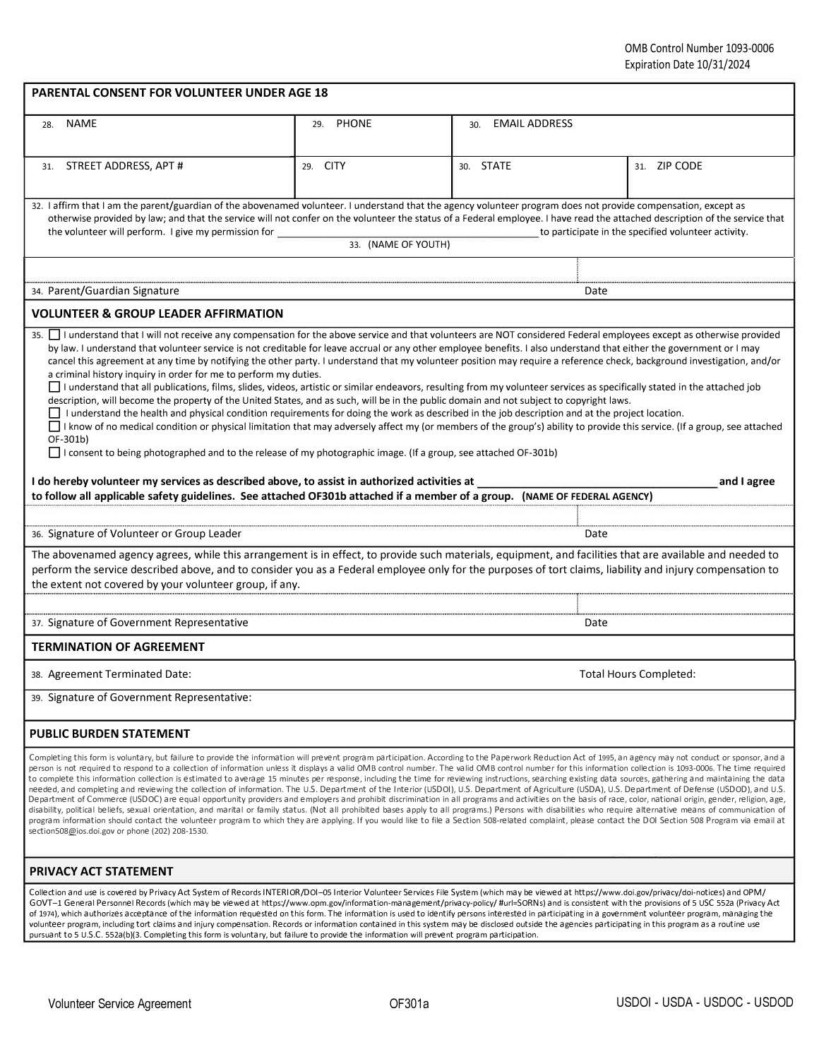OMB Control Number 1093-0006
Expiration Date 10/31/2024

## PARENTAL CONSENT FOR VOLUNTEER UNDER AGE 18

| 28. NAME | 29. PHONE | 30. EMAIL ADDRESS | |
|---|---|---|---|
| 31. STREET ADDRESS, APT # | 29. CITY | 30. STATE | 31. ZIP CODE |

32. I affirm that I am the parent/guardian of the abovenamed volunteer. I understand that the agency volunteer program does not provide compensation, except as otherwise provided by law; and that the service will not confer on the volunteer the status of a Federal employee. I have read the attached description of the service that the volunteer will perform. I give my permission for ______________________________ to participate in the specified volunteer activity.
33. (NAME OF YOUTH)

34. Parent/Guardian Signature — Date

## VOLUNTEER & GROUP LEADER AFFIRMATION

35. ☐ I understand that I will not receive any compensation for the above service and that volunteers are NOT considered Federal employees except as otherwise provided by law. I understand that volunteer service is not creditable for leave accrual or any other employee benefits. I also understand that either the government or I may cancel this agreement at any time by notifying the other party. I understand that my volunteer position may require a reference check, background investigation, and/or a criminal history inquiry in order for me to perform my duties.

☐ I understand that all publications, films, slides, videos, artistic or similar endeavors, resulting from my volunteer services as specifically stated in the attached job description, will become the property of the United States, and as such, will be in the public domain and not subject to copyright laws.

☐ I understand the health and physical condition requirements for doing the work as described in the job description and at the project location.

☐ I know of no medical condition or physical limitation that may adversely affect my (or members of the group's) ability to provide this service. (If a group, see attached OF-301b)

☐ I consent to being photographed and to the release of my photographic image. (If a group, see attached OF-301b)

**I do hereby volunteer my services as described above, to assist in authorized activities at ______________________________ and I agree to follow all applicable safety guidelines. See attached OF301b attached if a member of a group.** (NAME OF FEDERAL AGENCY)

36. Signature of Volunteer or Group Leader — Date

The abovenamed agency agrees, while this arrangement is in effect, to provide such materials, equipment, and facilities that are available and needed to perform the service described above, and to consider you as a Federal employee only for the purposes of tort claims, liability and injury compensation to the extent not covered by your volunteer group, if any.

37. Signature of Government Representative — Date

## TERMINATION OF AGREEMENT

38. Agreement Terminated Date: — Total Hours Completed:

39. Signature of Government Representative:

## PUBLIC BURDEN STATEMENT

Completing this form is voluntary, but failure to provide the information will prevent program participation. According to the Paperwork Reduction Act of 1995, an agency may not conduct or sponsor, and a person is not required to respond to a collection of information unless it displays a valid OMB control number. The valid OMB control number for this information collection is 1093-0006. The time required to complete this information collection is estimated to average 15 minutes per response, including the time for reviewing instructions, searching existing data sources, gathering and maintaining the data needed, and completing and reviewing the collection of information. The U.S. Department of the Interior (USDOI), U.S. Department of Agriculture (USDA), U.S. Department of Defense (USDOD), and U.S. Department of Commerce (USDOC) are equal opportunity providers and employers and prohibit discrimination in all programs and activities on the basis of race, color, national origin, gender, religion, age, disability, political beliefs, sexual orientation, and marital or family status. (Not all prohibited bases apply to all programs.) Persons with disabilities who require alternative means of communication of program information should contact the volunteer program to which they are applying. If you would like to file a Section 508-related complaint, please contact the DOI Section 508 Program via email at section508@ios.doi.gov or phone (202) 208-1530.

## PRIVACY ACT STATEMENT

Collection and use is covered by Privacy Act System of Records INTERIOR/DOI–05 Interior Volunteer Services File System (which may be viewed at https://www.doi.gov/privacy/doi-notices) and OPM/GOVT–1 General Personnel Records (which may be viewed at https://www.opm.gov/information-management/privacy-policy/#url=SORNs) and is consistent with the provisions of 5 USC 552a (Privacy Act of 1974), which authorizes acceptance of the information requested on this form. The information is used to identify persons interested in participating in a government volunteer program, managing the volunteer program, including tort claims and injury compensation. Records or information contained in this system may be disclosed outside the agencies participating in this program as a routine use pursuant to 5 U.S.C. 552a(b)(3. Completing this form is voluntary, but failure to provide the information will prevent program participation.

Volunteer Service Agreement — OF301a — USDOI - USDA - USDOC - USDOD